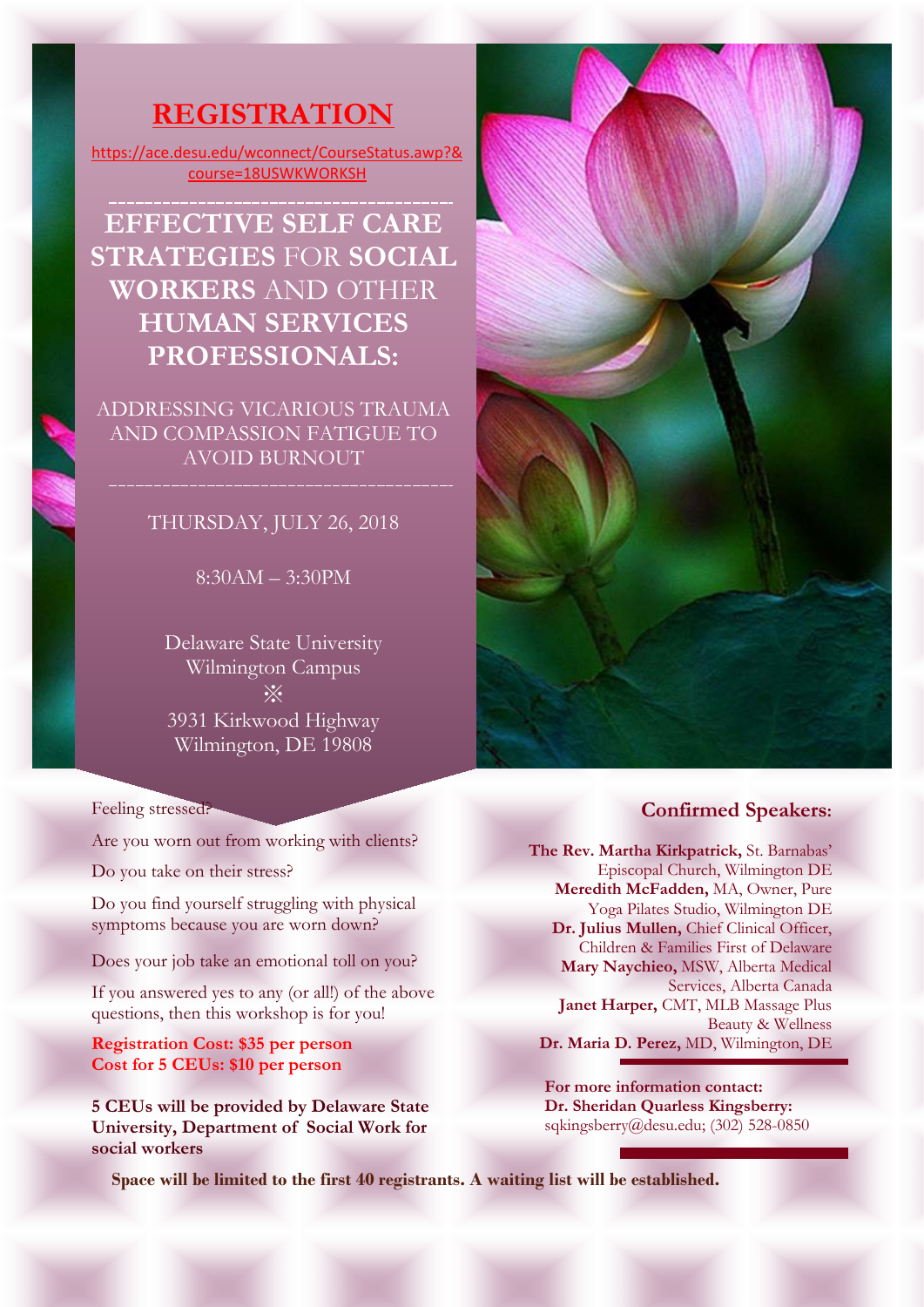# REGISTRATION

https://ace.desu.edu/wconnect/CourseStatus.awp?&course=18USWKWORKSH

---

## EFFECTIVE SELF CARE STRATEGIES FOR SOCIAL WORKERS AND OTHER HUMAN SERVICES PROFESSIONALS:

ADDRESSING VICARIOUS TRAUMA AND COMPASSION FATIGUE TO AVOID BURNOUT

---

THURSDAY, JULY 26, 2018

8:30AM – 3:30PM

Delaware State University
Wilmington Campus
※
3931 Kirkwood Highway
Wilmington, DE 19808

Feeling stressed?

Are you worn out from working with clients?

Do you take on their stress?

Do you find yourself struggling with physical symptoms because you are worn down?

Does your job take an emotional toll on you?

If you answered yes to any (or all!) of the above questions, then this workshop is for you!

**Registration Cost: $35 per person**
**Cost for 5 CEUs: $10 per person**

**5 CEUs will be provided by Delaware State University, Department of Social Work for social workers**

### Confirmed Speakers:

**The Rev. Martha Kirkpatrick,** St. Barnabas' Episcopal Church, Wilmington DE
**Meredith McFadden,** MA, Owner, Pure Yoga Pilates Studio, Wilmington DE
**Dr. Julius Mullen,** Chief Clinical Officer, Children & Families First of Delaware
**Mary Naychieo,** MSW, Alberta Medical Services, Alberta Canada
**Janet Harper,** CMT, MLB Massage Plus Beauty & Wellness
**Dr. Maria D. Perez,** MD, Wilmington, DE

**For more information contact:**
**Dr. Sheridan Quarless Kingsberry:**
sqkingsberry@desu.edu; (302) 528-0850

**Space will be limited to the first 40 registrants. A waiting list will be established.**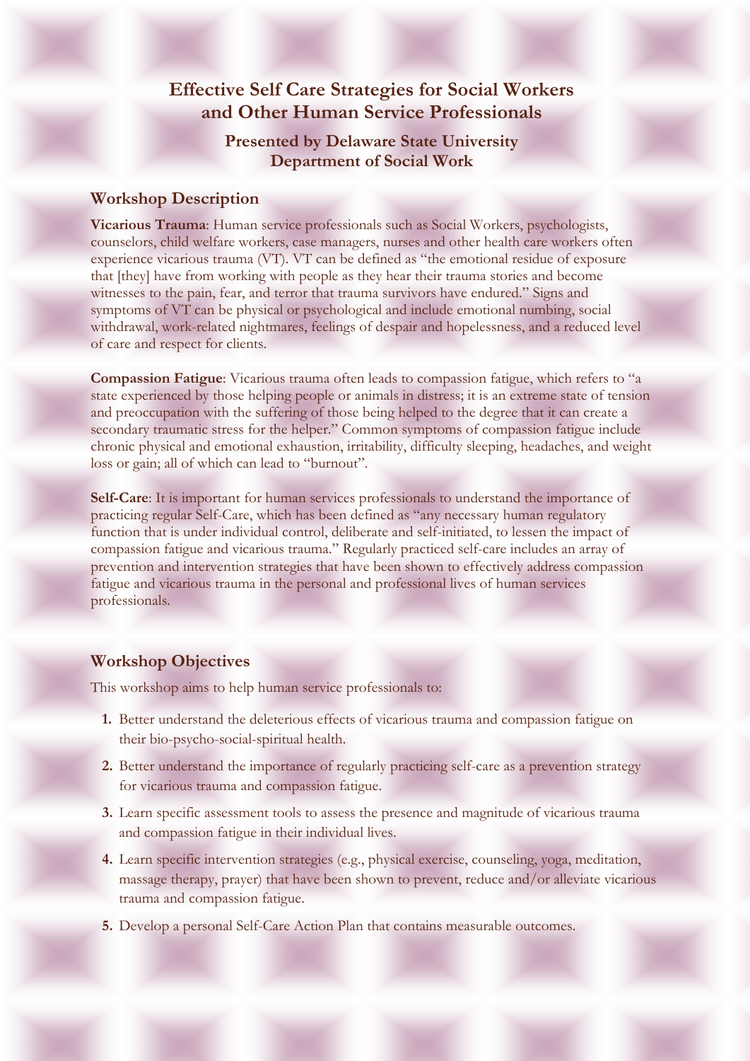# Effective Self Care Strategies for Social Workers and Other Human Service Professionals

## Presented by Delaware State University Department of Social Work

### Workshop Description

**Vicarious Trauma**: Human service professionals such as Social Workers, psychologists, counselors, child welfare workers, case managers, nurses and other health care workers often experience vicarious trauma (VT). VT can be defined as "the emotional residue of exposure that [they] have from working with people as they hear their trauma stories and become witnesses to the pain, fear, and terror that trauma survivors have endured." Signs and symptoms of VT can be physical or psychological and include emotional numbing, social withdrawal, work-related nightmares, feelings of despair and hopelessness, and a reduced level of care and respect for clients.

**Compassion Fatigue**: Vicarious trauma often leads to compassion fatigue, which refers to "a state experienced by those helping people or animals in distress; it is an extreme state of tension and preoccupation with the suffering of those being helped to the degree that it can create a secondary traumatic stress for the helper." Common symptoms of compassion fatigue include chronic physical and emotional exhaustion, irritability, difficulty sleeping, headaches, and weight loss or gain; all of which can lead to "burnout".

**Self-Care**: It is important for human services professionals to understand the importance of practicing regular Self-Care, which has been defined as "any necessary human regulatory function that is under individual control, deliberate and self-initiated, to lessen the impact of compassion fatigue and vicarious trauma." Regularly practiced self-care includes an array of prevention and intervention strategies that have been shown to effectively address compassion fatigue and vicarious trauma in the personal and professional lives of human services professionals.

### Workshop Objectives

This workshop aims to help human service professionals to:

1. Better understand the deleterious effects of vicarious trauma and compassion fatigue on their bio-psycho-social-spiritual health.
2. Better understand the importance of regularly practicing self-care as a prevention strategy for vicarious trauma and compassion fatigue.
3. Learn specific assessment tools to assess the presence and magnitude of vicarious trauma and compassion fatigue in their individual lives.
4. Learn specific intervention strategies (e.g., physical exercise, counseling, yoga, meditation, massage therapy, prayer) that have been shown to prevent, reduce and/or alleviate vicarious trauma and compassion fatigue.
5. Develop a personal Self-Care Action Plan that contains measurable outcomes.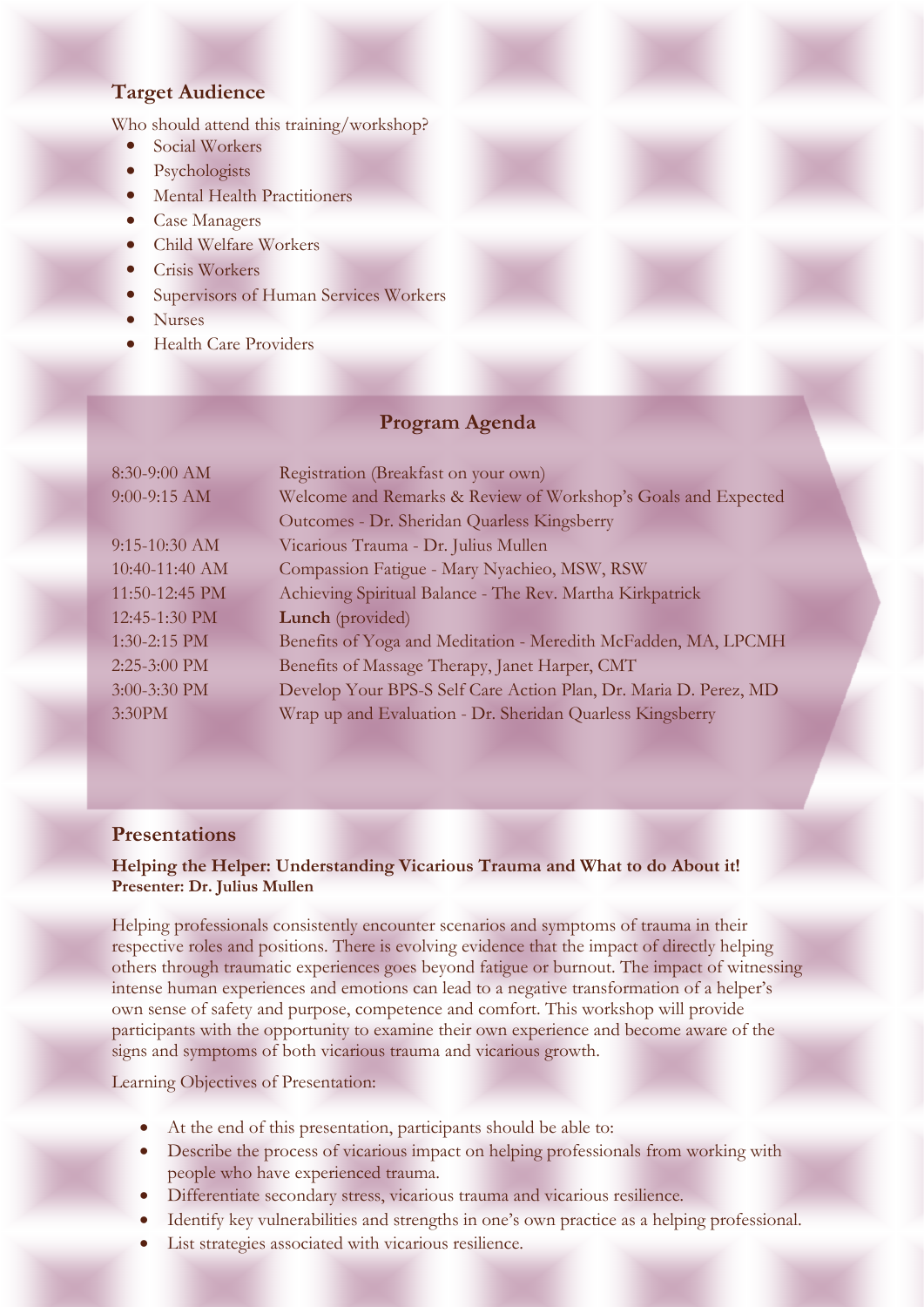## Target Audience

Who should attend this training/workshop?

- Social Workers
- Psychologists
- Mental Health Practitioners
- Case Managers
- Child Welfare Workers
- Crisis Workers
- Supervisors of Human Services Workers
- Nurses
- Health Care Providers

## Program Agenda

| | |
|---|---|
| 8:30-9:00 AM | Registration (Breakfast on your own) |
| 9:00-9:15 AM | Welcome and Remarks & Review of Workshop's Goals and Expected Outcomes - Dr. Sheridan Quarless Kingsberry |
| 9:15-10:30 AM | Vicarious Trauma - Dr. Julius Mullen |
| 10:40-11:40 AM | Compassion Fatigue - Mary Nyachieo, MSW, RSW |
| 11:50-12:45 PM | Achieving Spiritual Balance - The Rev. Martha Kirkpatrick |
| 12:45-1:30 PM | **Lunch** (provided) |
| 1:30-2:15 PM | Benefits of Yoga and Meditation - Meredith McFadden, MA, LPCMH |
| 2:25-3:00 PM | Benefits of Massage Therapy, Janet Harper, CMT |
| 3:00-3:30 PM | Develop Your BPS-S Self Care Action Plan, Dr. Maria D. Perez, MD |
| 3:30PM | Wrap up and Evaluation - Dr. Sheridan Quarless Kingsberry |

## Presentations

**Helping the Helper: Understanding Vicarious Trauma and What to do About it!**
**Presenter: Dr. Julius Mullen**

Helping professionals consistently encounter scenarios and symptoms of trauma in their respective roles and positions. There is evolving evidence that the impact of directly helping others through traumatic experiences goes beyond fatigue or burnout. The impact of witnessing intense human experiences and emotions can lead to a negative transformation of a helper's own sense of safety and purpose, competence and comfort. This workshop will provide participants with the opportunity to examine their own experience and become aware of the signs and symptoms of both vicarious trauma and vicarious growth.

Learning Objectives of Presentation:

- At the end of this presentation, participants should be able to:
- Describe the process of vicarious impact on helping professionals from working with people who have experienced trauma.
- Differentiate secondary stress, vicarious trauma and vicarious resilience.
- Identify key vulnerabilities and strengths in one's own practice as a helping professional.
- List strategies associated with vicarious resilience.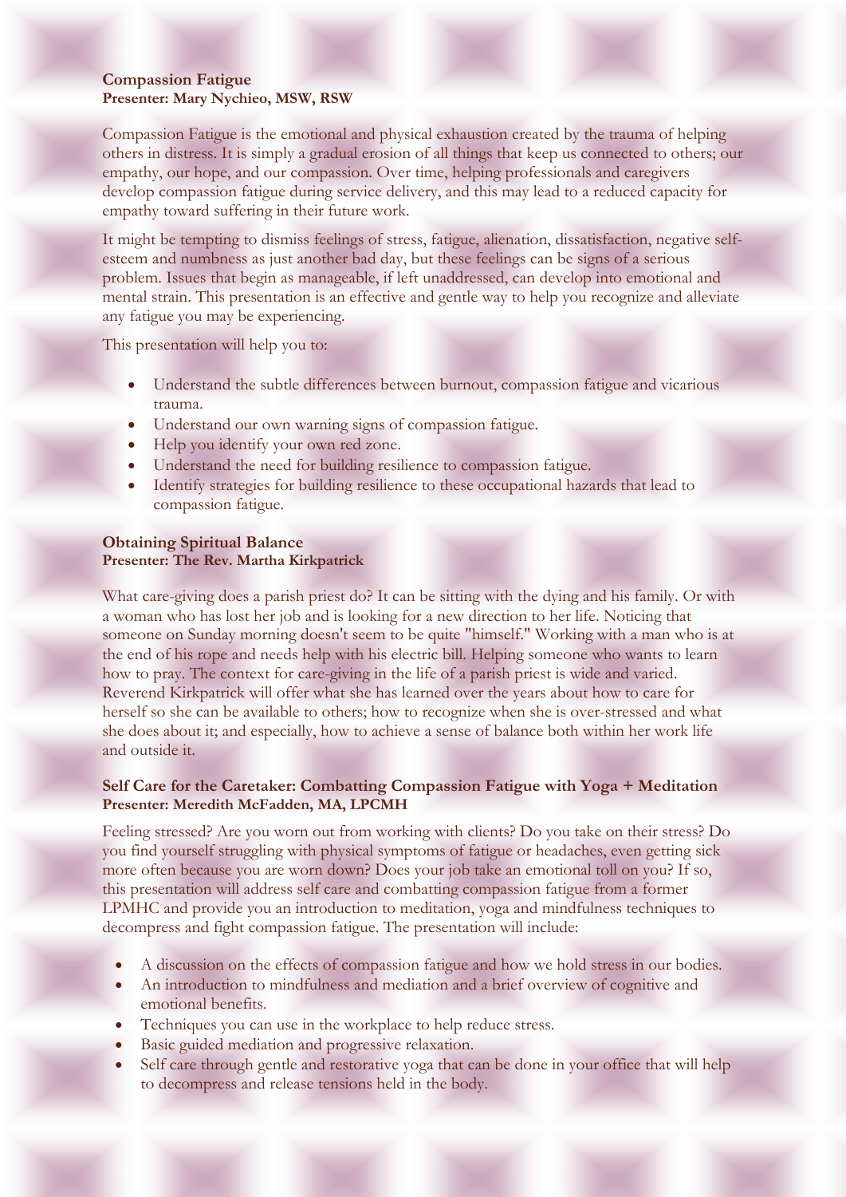**Compassion Fatigue**
**Presenter: Mary Nychieo, MSW, RSW**

Compassion Fatigue is the emotional and physical exhaustion created by the trauma of helping others in distress. It is simply a gradual erosion of all things that keep us connected to others; our empathy, our hope, and our compassion. Over time, helping professionals and caregivers develop compassion fatigue during service delivery, and this may lead to a reduced capacity for empathy toward suffering in their future work.

It might be tempting to dismiss feelings of stress, fatigue, alienation, dissatisfaction, negative self-esteem and numbness as just another bad day, but these feelings can be signs of a serious problem. Issues that begin as manageable, if left unaddressed, can develop into emotional and mental strain. This presentation is an effective and gentle way to help you recognize and alleviate any fatigue you may be experiencing.

This presentation will help you to:

- Understand the subtle differences between burnout, compassion fatigue and vicarious trauma.
- Understand our own warning signs of compassion fatigue.
- Help you identify your own red zone.
- Understand the need for building resilience to compassion fatigue.
- Identify strategies for building resilience to these occupational hazards that lead to compassion fatigue.

**Obtaining Spiritual Balance**
**Presenter: The Rev. Martha Kirkpatrick**

What care-giving does a parish priest do? It can be sitting with the dying and his family. Or with a woman who has lost her job and is looking for a new direction to her life. Noticing that someone on Sunday morning doesn't seem to be quite "himself." Working with a man who is at the end of his rope and needs help with his electric bill. Helping someone who wants to learn how to pray. The context for care-giving in the life of a parish priest is wide and varied. Reverend Kirkpatrick will offer what she has learned over the years about how to care for herself so she can be available to others; how to recognize when she is over-stressed and what she does about it; and especially, how to achieve a sense of balance both within her work life and outside it.

**Self Care for the Caretaker: Combatting Compassion Fatigue with Yoga + Meditation**
**Presenter: Meredith McFadden, MA, LPCMH**

Feeling stressed? Are you worn out from working with clients? Do you take on their stress? Do you find yourself struggling with physical symptoms of fatigue or headaches, even getting sick more often because you are worn down? Does your job take an emotional toll on you? If so, this presentation will address self care and combatting compassion fatigue from a former LPMHC and provide you an introduction to meditation, yoga and mindfulness techniques to decompress and fight compassion fatigue. The presentation will include:

- A discussion on the effects of compassion fatigue and how we hold stress in our bodies.
- An introduction to mindfulness and mediation and a brief overview of cognitive and emotional benefits.
- Techniques you can use in the workplace to help reduce stress.
- Basic guided mediation and progressive relaxation.
- Self care through gentle and restorative yoga that can be done in your office that will help to decompress and release tensions held in the body.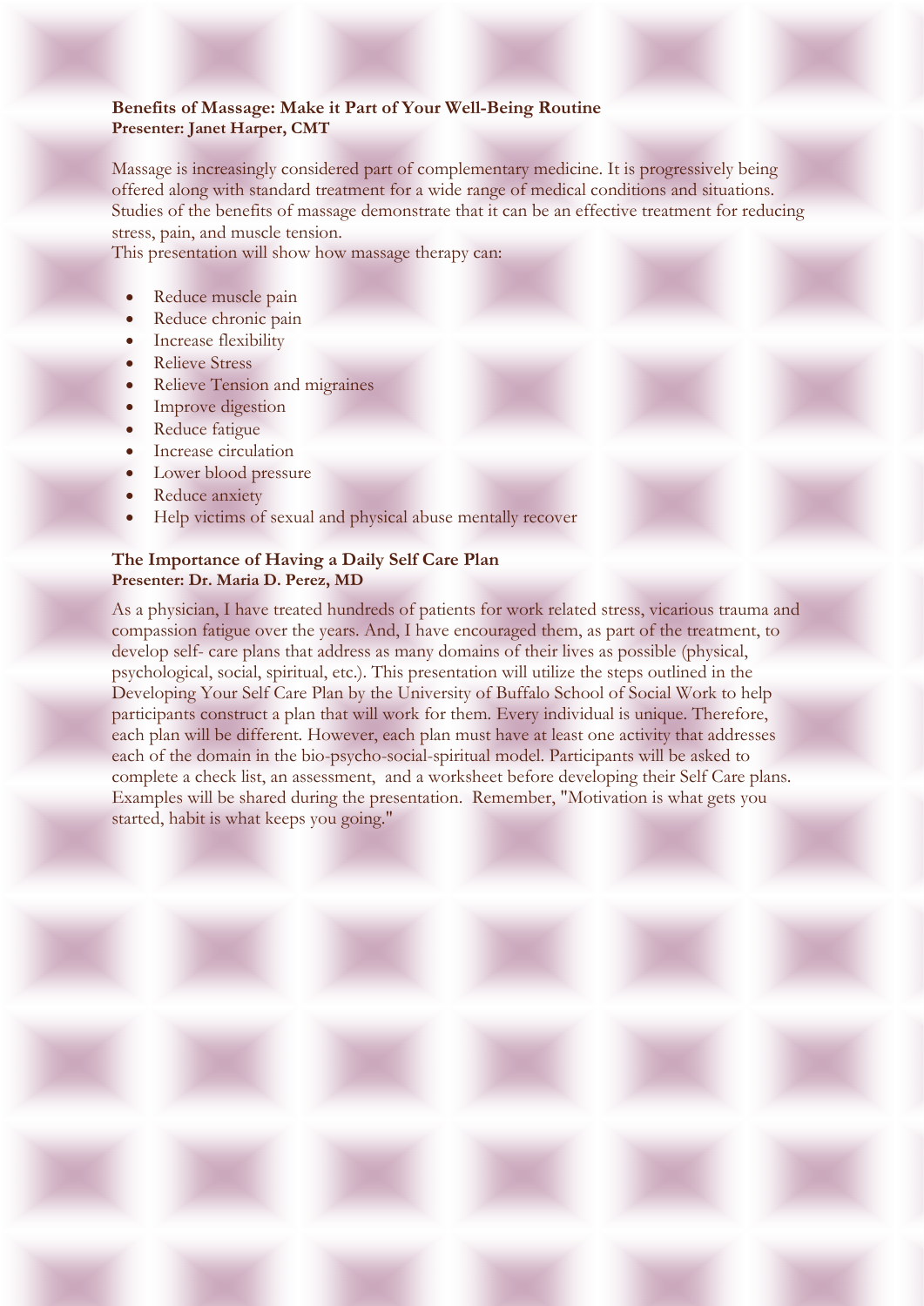**Benefits of Massage: Make it Part of Your Well-Being Routine**
**Presenter: Janet Harper, CMT**

Massage is increasingly considered part of complementary medicine. It is progressively being offered along with standard treatment for a wide range of medical conditions and situations. Studies of the benefits of massage demonstrate that it can be an effective treatment for reducing stress, pain, and muscle tension.
This presentation will show how massage therapy can:

- Reduce muscle pain
- Reduce chronic pain
- Increase flexibility
- Relieve Stress
- Relieve Tension and migraines
- Improve digestion
- Reduce fatigue
- Increase circulation
- Lower blood pressure
- Reduce anxiety
- Help victims of sexual and physical abuse mentally recover

**The Importance of Having a Daily Self Care Plan**
**Presenter: Dr. Maria D. Perez, MD**

As a physician, I have treated hundreds of patients for work related stress, vicarious trauma and compassion fatigue over the years. And, I have encouraged them, as part of the treatment, to develop self- care plans that address as many domains of their lives as possible (physical, psychological, social, spiritual, etc.). This presentation will utilize the steps outlined in the Developing Your Self Care Plan by the University of Buffalo School of Social Work to help participants construct a plan that will work for them. Every individual is unique. Therefore, each plan will be different. However, each plan must have at least one activity that addresses each of the domain in the bio-psycho-social-spiritual model. Participants will be asked to complete a check list, an assessment, and a worksheet before developing their Self Care plans. Examples will be shared during the presentation. Remember, "Motivation is what gets you started, habit is what keeps you going."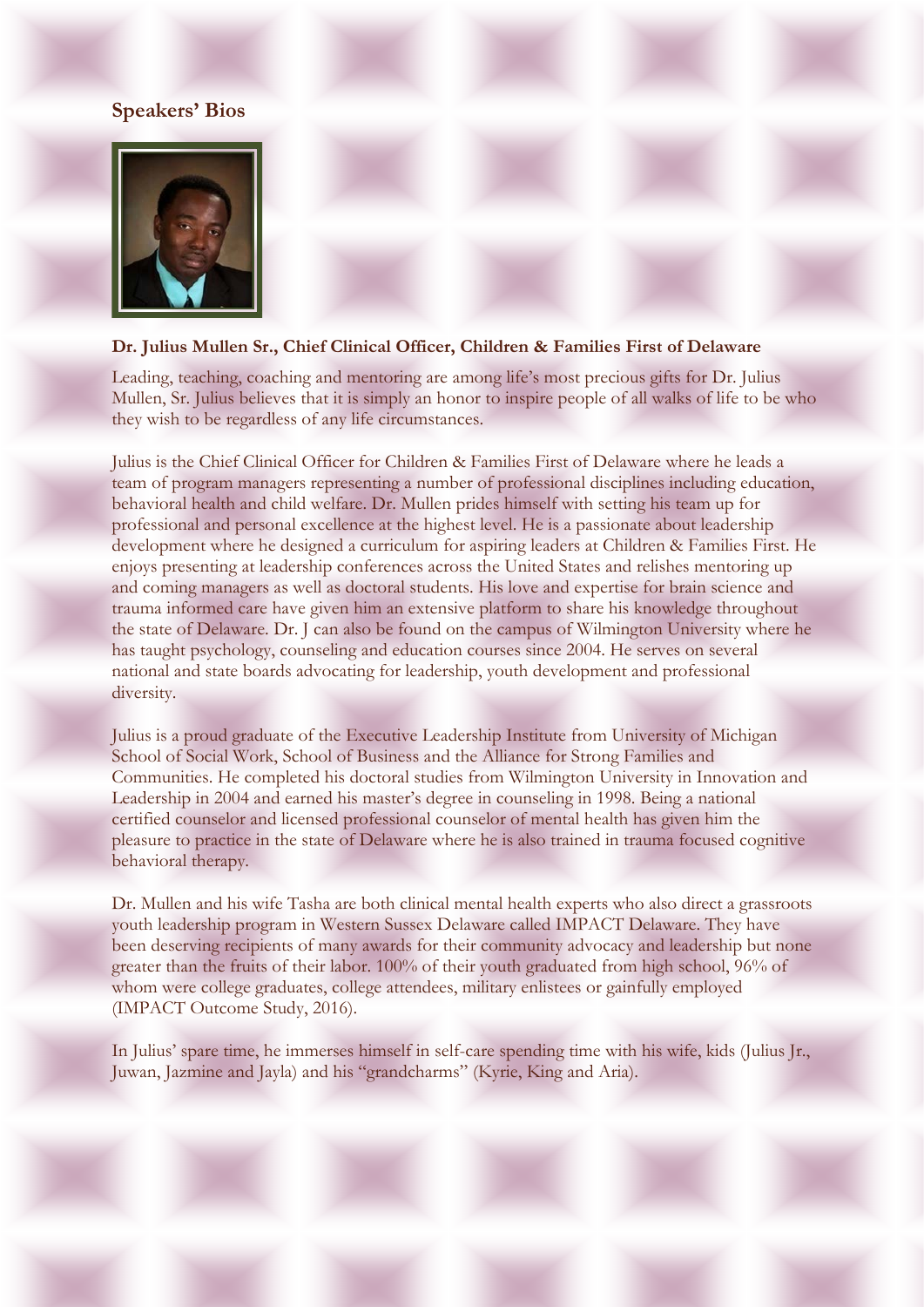## Speakers' Bios

**Dr. Julius Mullen Sr., Chief Clinical Officer, Children & Families First of Delaware**

Leading, teaching, coaching and mentoring are among life's most precious gifts for Dr. Julius Mullen, Sr. Julius believes that it is simply an honor to inspire people of all walks of life to be who they wish to be regardless of any life circumstances.

Julius is the Chief Clinical Officer for Children & Families First of Delaware where he leads a team of program managers representing a number of professional disciplines including education, behavioral health and child welfare. Dr. Mullen prides himself with setting his team up for professional and personal excellence at the highest level. He is a passionate about leadership development where he designed a curriculum for aspiring leaders at Children & Families First. He enjoys presenting at leadership conferences across the United States and relishes mentoring up and coming managers as well as doctoral students. His love and expertise for brain science and trauma informed care have given him an extensive platform to share his knowledge throughout the state of Delaware. Dr. J can also be found on the campus of Wilmington University where he has taught psychology, counseling and education courses since 2004. He serves on several national and state boards advocating for leadership, youth development and professional diversity.

Julius is a proud graduate of the Executive Leadership Institute from University of Michigan School of Social Work, School of Business and the Alliance for Strong Families and Communities. He completed his doctoral studies from Wilmington University in Innovation and Leadership in 2004 and earned his master's degree in counseling in 1998. Being a national certified counselor and licensed professional counselor of mental health has given him the pleasure to practice in the state of Delaware where he is also trained in trauma focused cognitive behavioral therapy.

Dr. Mullen and his wife Tasha are both clinical mental health experts who also direct a grassroots youth leadership program in Western Sussex Delaware called IMPACT Delaware. They have been deserving recipients of many awards for their community advocacy and leadership but none greater than the fruits of their labor. 100% of their youth graduated from high school, 96% of whom were college graduates, college attendees, military enlistees or gainfully employed (IMPACT Outcome Study, 2016).

In Julius' spare time, he immerses himself in self-care spending time with his wife, kids (Julius Jr., Juwan, Jazmine and Jayla) and his "grandcharms" (Kyrie, King and Aria).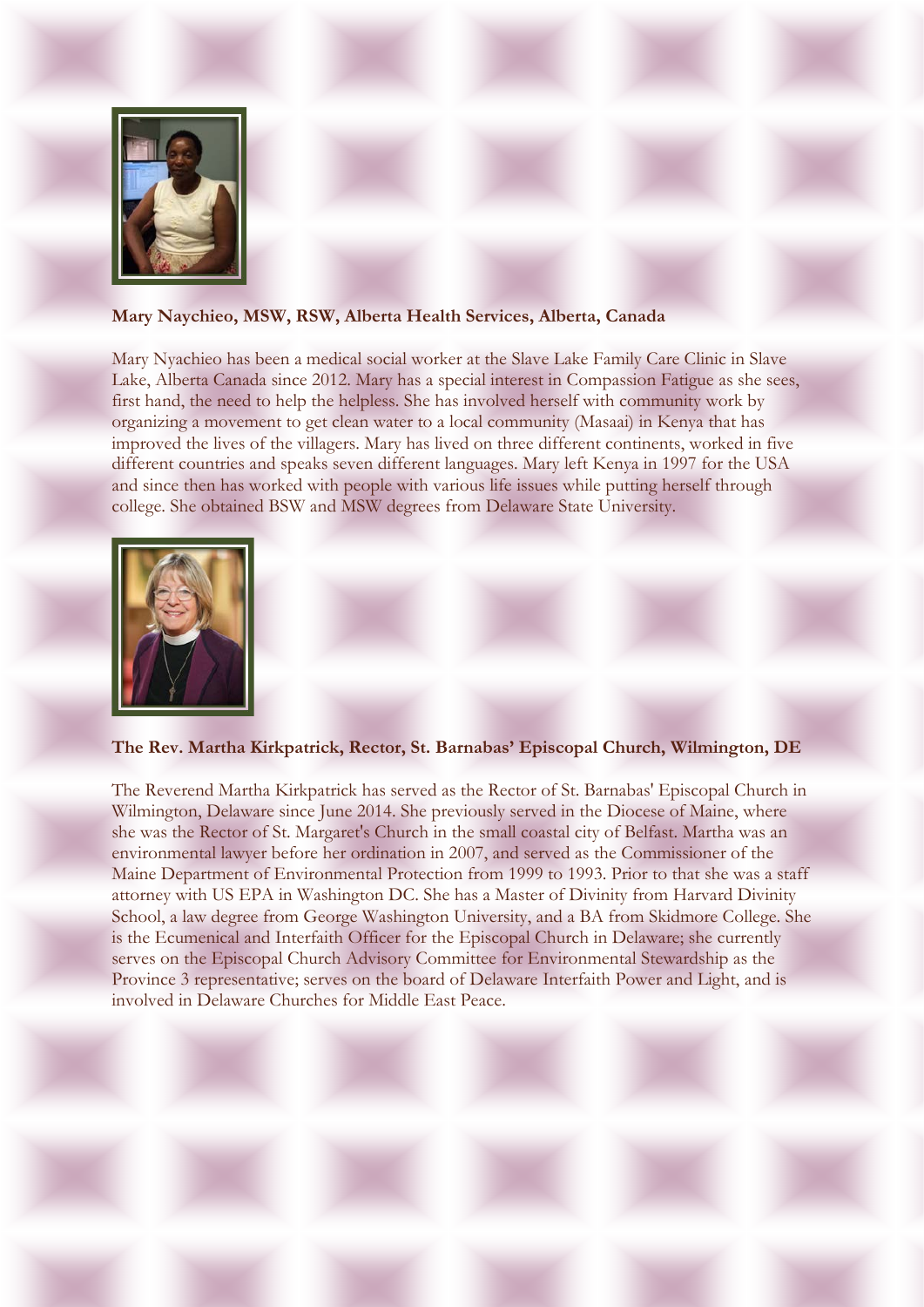**Mary Naychieo, MSW, RSW, Alberta Health Services, Alberta, Canada**

Mary Nyachieo has been a medical social worker at the Slave Lake Family Care Clinic in Slave Lake, Alberta Canada since 2012. Mary has a special interest in Compassion Fatigue as she sees, first hand, the need to help the helpless. She has involved herself with community work by organizing a movement to get clean water to a local community (Masaai) in Kenya that has improved the lives of the villagers. Mary has lived on three different continents, worked in five different countries and speaks seven different languages. Mary left Kenya in 1997 for the USA and since then has worked with people with various life issues while putting herself through college. She obtained BSW and MSW degrees from Delaware State University.

**The Rev. Martha Kirkpatrick, Rector, St. Barnabas' Episcopal Church, Wilmington, DE**

The Reverend Martha Kirkpatrick has served as the Rector of St. Barnabas' Episcopal Church in Wilmington, Delaware since June 2014. She previously served in the Diocese of Maine, where she was the Rector of St. Margaret's Church in the small coastal city of Belfast. Martha was an environmental lawyer before her ordination in 2007, and served as the Commissioner of the Maine Department of Environmental Protection from 1999 to 1993. Prior to that she was a staff attorney with US EPA in Washington DC. She has a Master of Divinity from Harvard Divinity School, a law degree from George Washington University, and a BA from Skidmore College. She is the Ecumenical and Interfaith Officer for the Episcopal Church in Delaware; she currently serves on the Episcopal Church Advisory Committee for Environmental Stewardship as the Province 3 representative; serves on the board of Delaware Interfaith Power and Light, and is involved in Delaware Churches for Middle East Peace.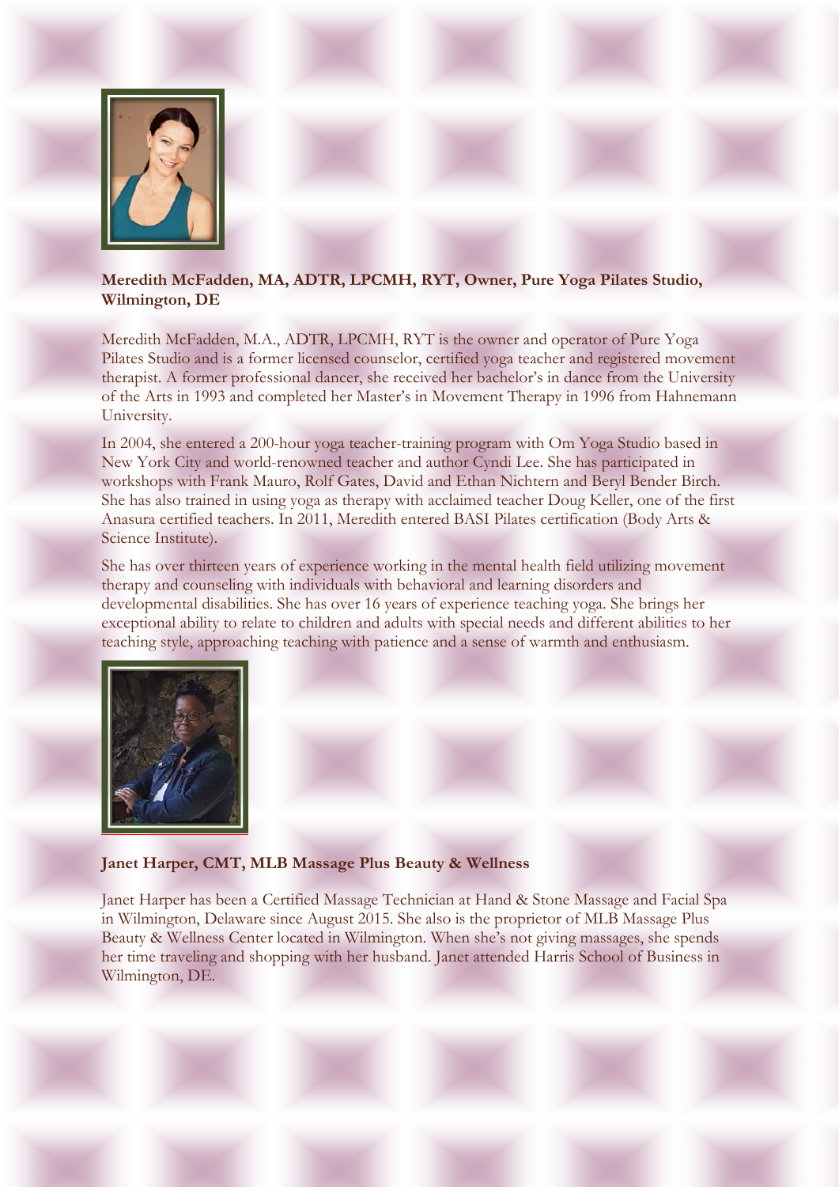**Meredith McFadden, MA, ADTR, LPCMH, RYT, Owner, Pure Yoga Pilates Studio, Wilmington, DE**

Meredith McFadden, M.A., ADTR, LPCMH, RYT is the owner and operator of Pure Yoga Pilates Studio and is a former licensed counselor, certified yoga teacher and registered movement therapist. A former professional dancer, she received her bachelor's in dance from the University of the Arts in 1993 and completed her Master's in Movement Therapy in 1996 from Hahnemann University.

In 2004, she entered a 200-hour yoga teacher-training program with Om Yoga Studio based in New York City and world-renowned teacher and author Cyndi Lee. She has participated in workshops with Frank Mauro, Rolf Gates, David and Ethan Nichtern and Beryl Bender Birch. She has also trained in using yoga as therapy with acclaimed teacher Doug Keller, one of the first Anasura certified teachers. In 2011, Meredith entered BASI Pilates certification (Body Arts & Science Institute).

She has over thirteen years of experience working in the mental health field utilizing movement therapy and counseling with individuals with behavioral and learning disorders and developmental disabilities. She has over 16 years of experience teaching yoga. She brings her exceptional ability to relate to children and adults with special needs and different abilities to her teaching style, approaching teaching with patience and a sense of warmth and enthusiasm.

**Janet Harper, CMT, MLB Massage Plus Beauty & Wellness**

Janet Harper has been a Certified Massage Technician at Hand & Stone Massage and Facial Spa in Wilmington, Delaware since August 2015. She also is the proprietor of MLB Massage Plus Beauty & Wellness Center located in Wilmington. When she's not giving massages, she spends her time traveling and shopping with her husband. Janet attended Harris School of Business in Wilmington, DE.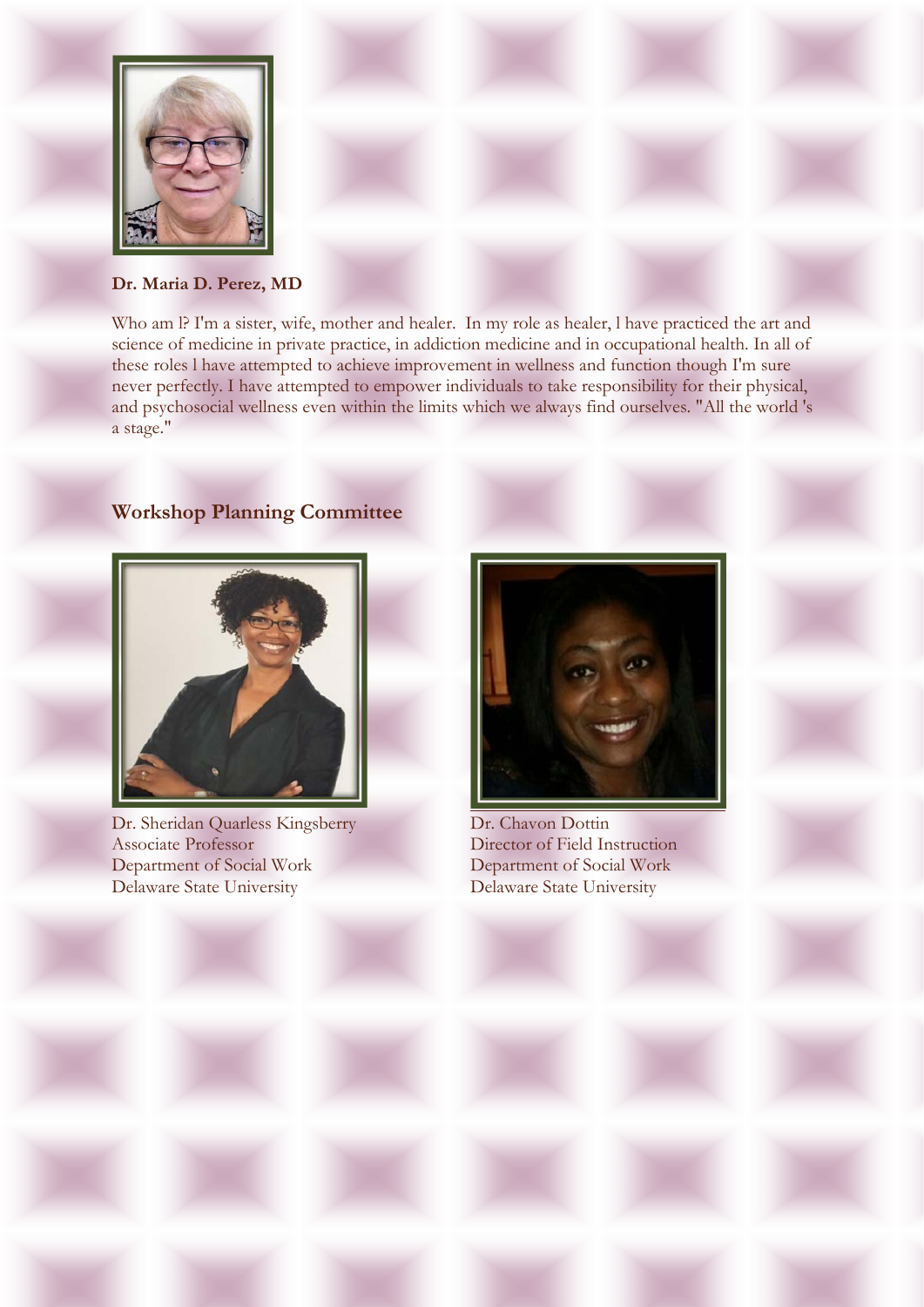**Dr. Maria D. Perez, MD**

Who am l? I'm a sister, wife, mother and healer. In my role as healer, l have practiced the art and science of medicine in private practice, in addiction medicine and in occupational health. In all of these roles l have attempted to achieve improvement in wellness and function though I'm sure never perfectly. I have attempted to empower individuals to take responsibility for their physical, and psychosocial wellness even within the limits which we always find ourselves. "All the world 's a stage."

## Workshop Planning Committee

Dr. Sheridan Quarless Kingsberry
Associate Professor
Department of Social Work
Delaware State University

Dr. Chavon Dottin
Director of Field Instruction
Department of Social Work
Delaware State University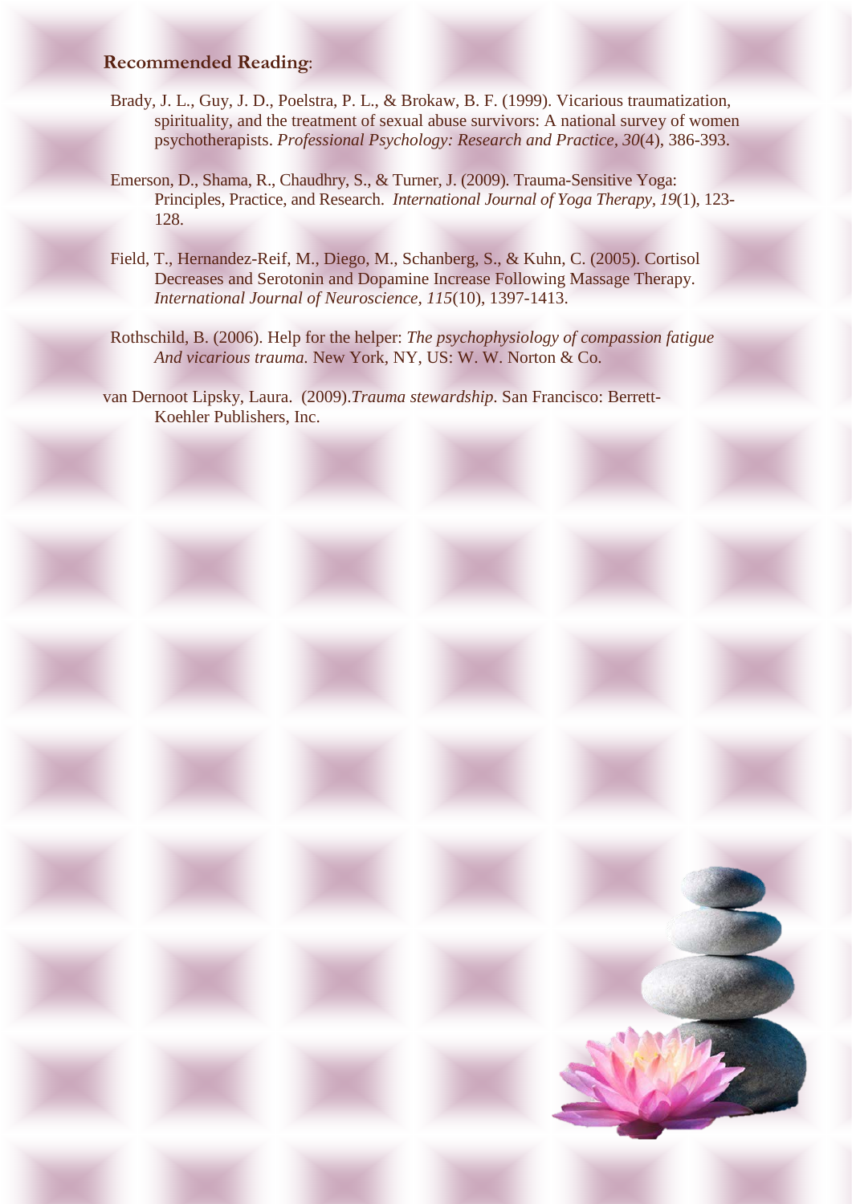**Recommended Reading**:

Brady, J. L., Guy, J. D., Poelstra, P. L., & Brokaw, B. F. (1999). Vicarious traumatization, spirituality, and the treatment of sexual abuse survivors: A national survey of women psychotherapists. *Professional Psychology: Research and Practice, 30*(4), 386-393.

Emerson, D., Shama, R., Chaudhry, S., & Turner, J. (2009). Trauma-Sensitive Yoga: Principles, Practice, and Research. *International Journal of Yoga Therapy, 19*(1), 123-128.

Field, T., Hernandez-Reif, M., Diego, M., Schanberg, S., & Kuhn, C. (2005). Cortisol Decreases and Serotonin and Dopamine Increase Following Massage Therapy. *International Journal of Neuroscience, 115*(10), 1397-1413.

Rothschild, B. (2006). Help for the helper: *The psychophysiology of compassion fatigue And vicarious trauma.* New York, NY, US: W. W. Norton & Co.

van Dernoot Lipsky, Laura. (2009).*Trauma stewardship*. San Francisco: Berrett-Koehler Publishers, Inc.